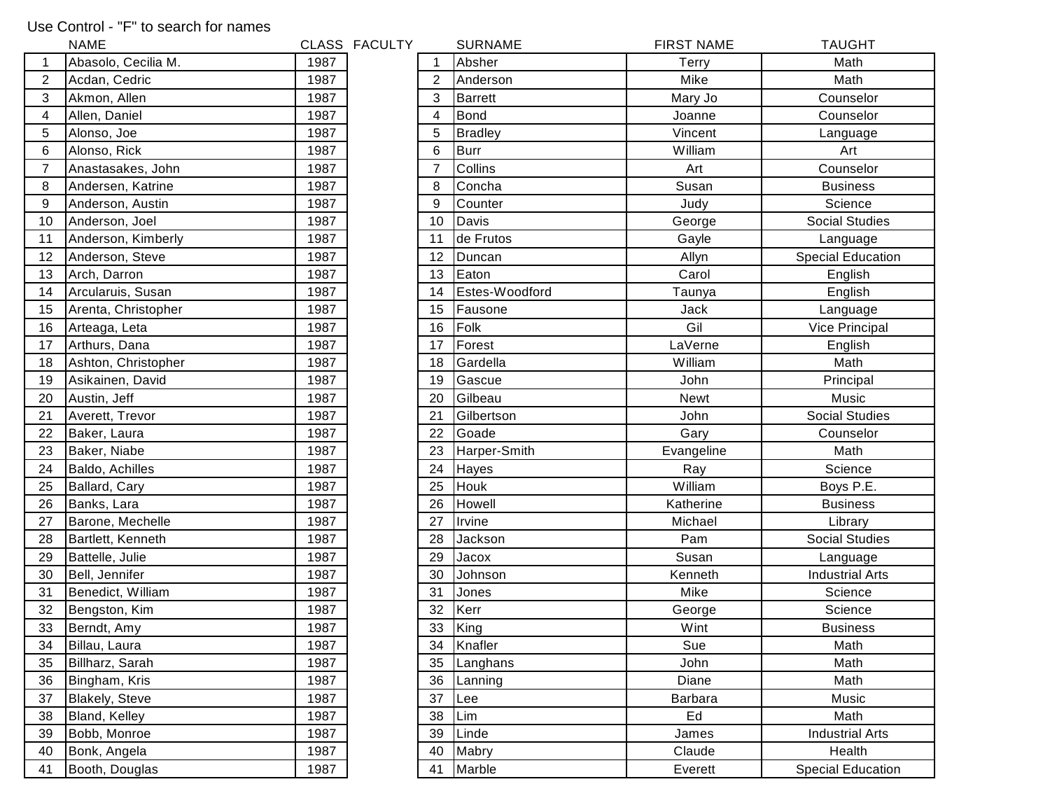Use Control - "F" to search for names

| | NAME | CLASS |
|---|---|---|
| 1 | Abasolo, Cecilia M. | 1987 |
| 2 | Acdan, Cedric | 1987 |
| 3 | Akmon, Allen | 1987 |
| 4 | Allen, Daniel | 1987 |
| 5 | Alonso, Joe | 1987 |
| 6 | Alonso, Rick | 1987 |
| 7 | Anastasakes, John | 1987 |
| 8 | Andersen, Katrine | 1987 |
| 9 | Anderson, Austin | 1987 |
| 10 | Anderson, Joel | 1987 |
| 11 | Anderson, Kimberly | 1987 |
| 12 | Anderson, Steve | 1987 |
| 13 | Arch, Darron | 1987 |
| 14 | Arcularuis, Susan | 1987 |
| 15 | Arenta, Christopher | 1987 |
| 16 | Arteaga, Leta | 1987 |
| 17 | Arthurs, Dana | 1987 |
| 18 | Ashton, Christopher | 1987 |
| 19 | Asikainen, David | 1987 |
| 20 | Austin, Jeff | 1987 |
| 21 | Averett, Trevor | 1987 |
| 22 | Baker, Laura | 1987 |
| 23 | Baker, Niabe | 1987 |
| 24 | Baldo, Achilles | 1987 |
| 25 | Ballard, Cary | 1987 |
| 26 | Banks, Lara | 1987 |
| 27 | Barone, Mechelle | 1987 |
| 28 | Bartlett, Kenneth | 1987 |
| 29 | Battelle, Julie | 1987 |
| 30 | Bell, Jennifer | 1987 |
| 31 | Benedict, William | 1987 |
| 32 | Bengston, Kim | 1987 |
| 33 | Berndt, Amy | 1987 |
| 34 | Billau, Laura | 1987 |
| 35 | Billharz, Sarah | 1987 |
| 36 | Bingham, Kris | 1987 |
| 37 | Blakely, Steve | 1987 |
| 38 | Bland, Kelley | 1987 |
| 39 | Bobb, Monroe | 1987 |
| 40 | Bonk, Angela | 1987 |
| 41 | Booth, Douglas | 1987 |

FACULTY

| | SURNAME | FIRST NAME | TAUGHT |
|---|---|---|---|
| 1 | Absher | Terry | Math |
| 2 | Anderson | Mike | Math |
| 3 | Barrett | Mary Jo | Counselor |
| 4 | Bond | Joanne | Counselor |
| 5 | Bradley | Vincent | Language |
| 6 | Burr | William | Art |
| 7 | Collins | Art | Counselor |
| 8 | Concha | Susan | Business |
| 9 | Counter | Judy | Science |
| 10 | Davis | George | Social Studies |
| 11 | de Frutos | Gayle | Language |
| 12 | Duncan | Allyn | Special Education |
| 13 | Eaton | Carol | English |
| 14 | Estes-Woodford | Taunya | English |
| 15 | Fausone | Jack | Language |
| 16 | Folk | Gil | Vice Principal |
| 17 | Forest | LaVerne | English |
| 18 | Gardella | William | Math |
| 19 | Gascue | John | Principal |
| 20 | Gilbeau | Newt | Music |
| 21 | Gilbertson | John | Social Studies |
| 22 | Goade | Gary | Counselor |
| 23 | Harper-Smith | Evangeline | Math |
| 24 | Hayes | Ray | Science |
| 25 | Houk | William | Boys P.E. |
| 26 | Howell | Katherine | Business |
| 27 | Irvine | Michael | Library |
| 28 | Jackson | Pam | Social Studies |
| 29 | Jacox | Susan | Language |
| 30 | Johnson | Kenneth | Industrial Arts |
| 31 | Jones | Mike | Science |
| 32 | Kerr | George | Science |
| 33 | King | Wint | Business |
| 34 | Knafler | Sue | Math |
| 35 | Langhans | John | Math |
| 36 | Lanning | Diane | Math |
| 37 | Lee | Barbara | Music |
| 38 | Lim | Ed | Math |
| 39 | Linde | James | Industrial Arts |
| 40 | Mabry | Claude | Health |
| 41 | Marble | Everett | Special Education |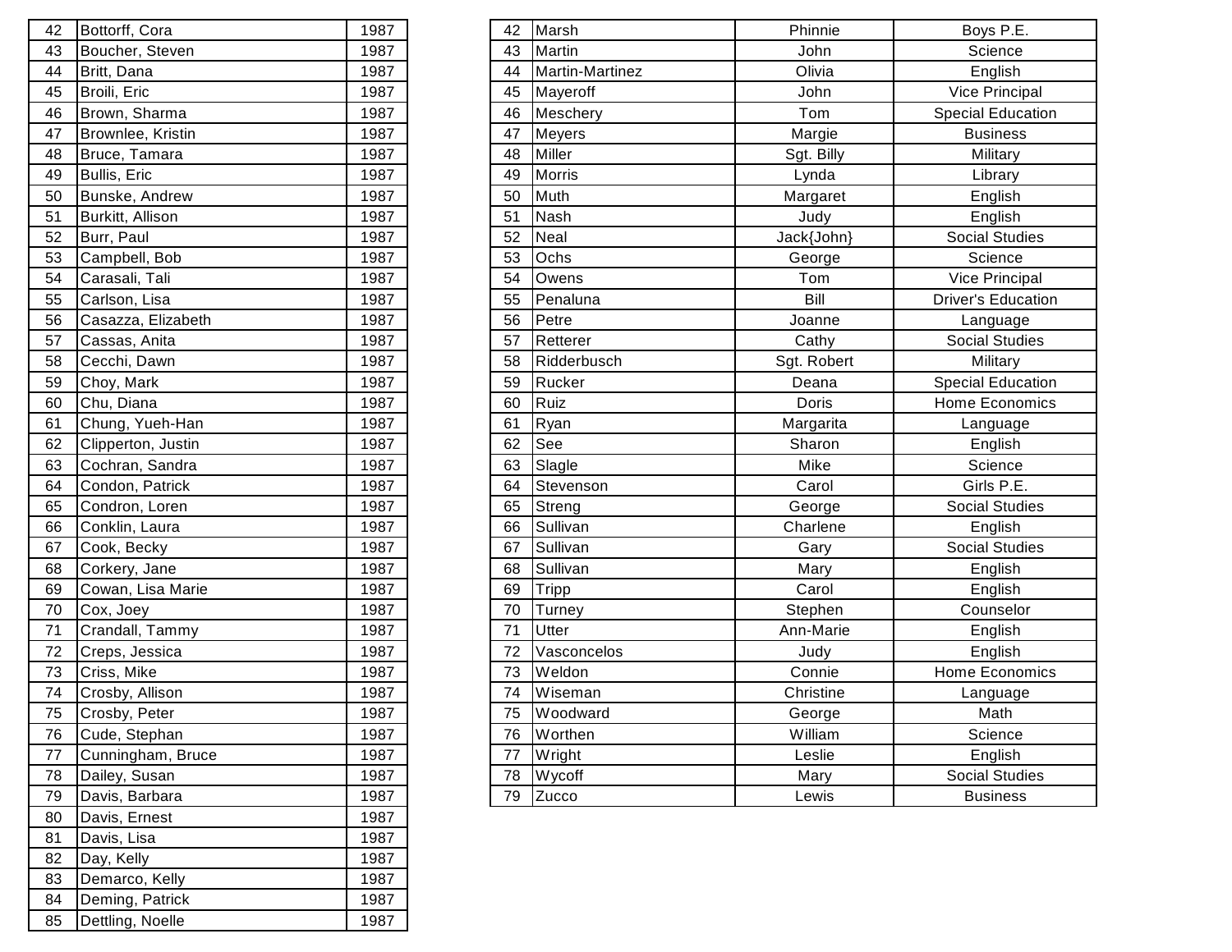| | | |
|---|---|---|
| 42 | Bottorff, Cora | 1987 |
| 43 | Boucher, Steven | 1987 |
| 44 | Britt, Dana | 1987 |
| 45 | Broili, Eric | 1987 |
| 46 | Brown, Sharma | 1987 |
| 47 | Brownlee, Kristin | 1987 |
| 48 | Bruce, Tamara | 1987 |
| 49 | Bullis, Eric | 1987 |
| 50 | Bunske, Andrew | 1987 |
| 51 | Burkitt, Allison | 1987 |
| 52 | Burr, Paul | 1987 |
| 53 | Campbell, Bob | 1987 |
| 54 | Carasali, Tali | 1987 |
| 55 | Carlson, Lisa | 1987 |
| 56 | Casazza, Elizabeth | 1987 |
| 57 | Cassas, Anita | 1987 |
| 58 | Cecchi, Dawn | 1987 |
| 59 | Choy, Mark | 1987 |
| 60 | Chu, Diana | 1987 |
| 61 | Chung, Yueh-Han | 1987 |
| 62 | Clipperton, Justin | 1987 |
| 63 | Cochran, Sandra | 1987 |
| 64 | Condon, Patrick | 1987 |
| 65 | Condron, Loren | 1987 |
| 66 | Conklin, Laura | 1987 |
| 67 | Cook, Becky | 1987 |
| 68 | Corkery, Jane | 1987 |
| 69 | Cowan, Lisa Marie | 1987 |
| 70 | Cox, Joey | 1987 |
| 71 | Crandall, Tammy | 1987 |
| 72 | Creps, Jessica | 1987 |
| 73 | Criss, Mike | 1987 |
| 74 | Crosby, Allison | 1987 |
| 75 | Crosby, Peter | 1987 |
| 76 | Cude, Stephan | 1987 |
| 77 | Cunningham, Bruce | 1987 |
| 78 | Dailey, Susan | 1987 |
| 79 | Davis, Barbara | 1987 |
| 80 | Davis, Ernest | 1987 |
| 81 | Davis, Lisa | 1987 |
| 82 | Day, Kelly | 1987 |
| 83 | Demarco, Kelly | 1987 |
| 84 | Deming, Patrick | 1987 |
| 85 | Dettling, Noelle | 1987 |

| | | | |
|---|---|---|---|
| 42 | Marsh | Phinnie | Boys P.E. |
| 43 | Martin | John | Science |
| 44 | Martin-Martinez | Olivia | English |
| 45 | Mayeroff | John | Vice Principal |
| 46 | Meschery | Tom | Special Education |
| 47 | Meyers | Margie | Business |
| 48 | Miller | Sgt. Billy | Military |
| 49 | Morris | Lynda | Library |
| 50 | Muth | Margaret | English |
| 51 | Nash | Judy | English |
| 52 | Neal | Jack{John} | Social Studies |
| 53 | Ochs | George | Science |
| 54 | Owens | Tom | Vice Principal |
| 55 | Penaluna | Bill | Driver's Education |
| 56 | Petre | Joanne | Language |
| 57 | Retterer | Cathy | Social Studies |
| 58 | Ridderbusch | Sgt. Robert | Military |
| 59 | Rucker | Deana | Special Education |
| 60 | Ruiz | Doris | Home Economics |
| 61 | Ryan | Margarita | Language |
| 62 | See | Sharon | English |
| 63 | Slagle | Mike | Science |
| 64 | Stevenson | Carol | Girls P.E. |
| 65 | Streng | George | Social Studies |
| 66 | Sullivan | Charlene | English |
| 67 | Sullivan | Gary | Social Studies |
| 68 | Sullivan | Mary | English |
| 69 | Tripp | Carol | English |
| 70 | Turney | Stephen | Counselor |
| 71 | Utter | Ann-Marie | English |
| 72 | Vasconcelos | Judy | English |
| 73 | Weldon | Connie | Home Economics |
| 74 | Wiseman | Christine | Language |
| 75 | Woodward | George | Math |
| 76 | Worthen | William | Science |
| 77 | Wright | Leslie | English |
| 78 | Wycoff | Mary | Social Studies |
| 79 | Zucco | Lewis | Business |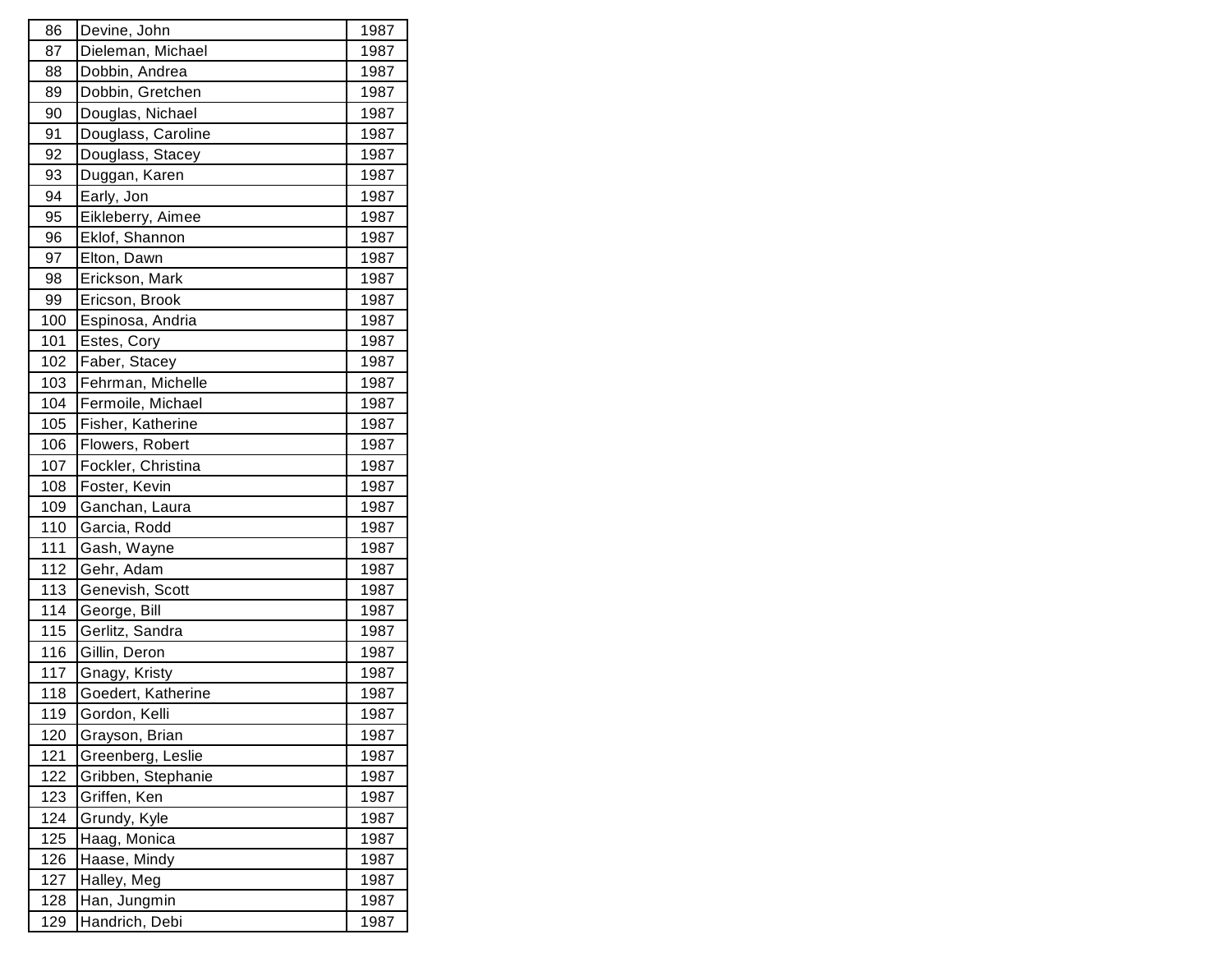| | | |
|---|---|---|
| 86 | Devine, John | 1987 |
| 87 | Dieleman, Michael | 1987 |
| 88 | Dobbin, Andrea | 1987 |
| 89 | Dobbin, Gretchen | 1987 |
| 90 | Douglas, Nichael | 1987 |
| 91 | Douglass, Caroline | 1987 |
| 92 | Douglass, Stacey | 1987 |
| 93 | Duggan, Karen | 1987 |
| 94 | Early, Jon | 1987 |
| 95 | Eikleberry, Aimee | 1987 |
| 96 | Eklof, Shannon | 1987 |
| 97 | Elton, Dawn | 1987 |
| 98 | Erickson, Mark | 1987 |
| 99 | Ericson, Brook | 1987 |
| 100 | Espinosa, Andria | 1987 |
| 101 | Estes, Cory | 1987 |
| 102 | Faber, Stacey | 1987 |
| 103 | Fehrman, Michelle | 1987 |
| 104 | Fermoile, Michael | 1987 |
| 105 | Fisher, Katherine | 1987 |
| 106 | Flowers, Robert | 1987 |
| 107 | Fockler, Christina | 1987 |
| 108 | Foster, Kevin | 1987 |
| 109 | Ganchan, Laura | 1987 |
| 110 | Garcia, Rodd | 1987 |
| 111 | Gash, Wayne | 1987 |
| 112 | Gehr, Adam | 1987 |
| 113 | Genevish, Scott | 1987 |
| 114 | George, Bill | 1987 |
| 115 | Gerlitz, Sandra | 1987 |
| 116 | Gillin, Deron | 1987 |
| 117 | Gnagy, Kristy | 1987 |
| 118 | Goedert, Katherine | 1987 |
| 119 | Gordon, Kelli | 1987 |
| 120 | Grayson, Brian | 1987 |
| 121 | Greenberg, Leslie | 1987 |
| 122 | Gribben, Stephanie | 1987 |
| 123 | Griffen, Ken | 1987 |
| 124 | Grundy, Kyle | 1987 |
| 125 | Haag, Monica | 1987 |
| 126 | Haase, Mindy | 1987 |
| 127 | Halley, Meg | 1987 |
| 128 | Han, Jungmin | 1987 |
| 129 | Handrich, Debi | 1987 |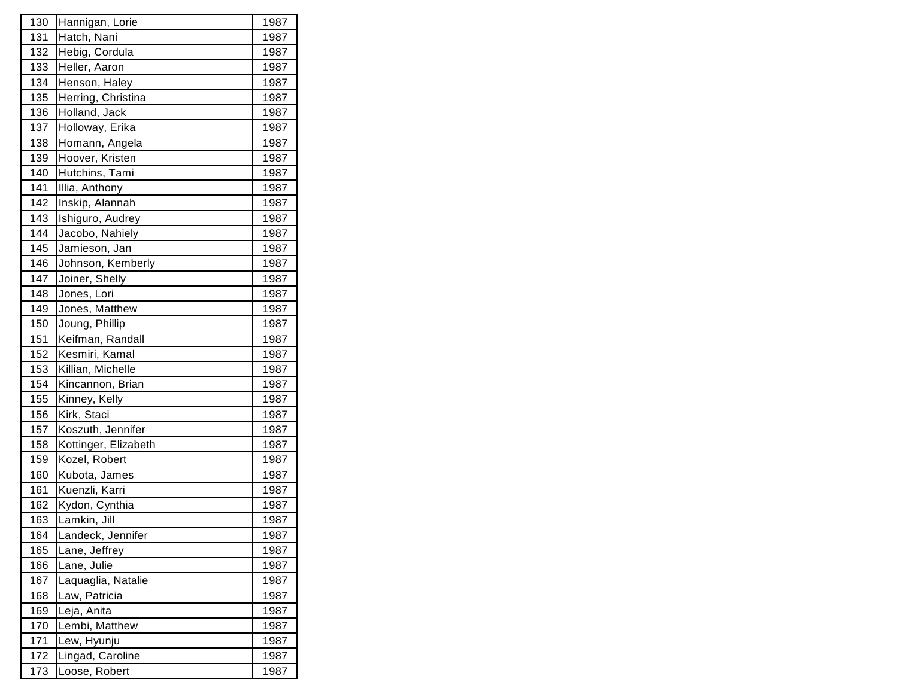| 130 | Hannigan, Lorie | 1987 |
|---|---|---|
| 131 | Hatch, Nani | 1987 |
| 132 | Hebig, Cordula | 1987 |
| 133 | Heller, Aaron | 1987 |
| 134 | Henson, Haley | 1987 |
| 135 | Herring, Christina | 1987 |
| 136 | Holland, Jack | 1987 |
| 137 | Holloway, Erika | 1987 |
| 138 | Homann, Angela | 1987 |
| 139 | Hoover, Kristen | 1987 |
| 140 | Hutchins, Tami | 1987 |
| 141 | Illia, Anthony | 1987 |
| 142 | Inskip, Alannah | 1987 |
| 143 | Ishiguro, Audrey | 1987 |
| 144 | Jacobo, Nahiely | 1987 |
| 145 | Jamieson, Jan | 1987 |
| 146 | Johnson, Kemberly | 1987 |
| 147 | Joiner, Shelly | 1987 |
| 148 | Jones, Lori | 1987 |
| 149 | Jones, Matthew | 1987 |
| 150 | Joung, Phillip | 1987 |
| 151 | Keifman, Randall | 1987 |
| 152 | Kesmiri, Kamal | 1987 |
| 153 | Killian, Michelle | 1987 |
| 154 | Kincannon, Brian | 1987 |
| 155 | Kinney, Kelly | 1987 |
| 156 | Kirk, Staci | 1987 |
| 157 | Koszuth, Jennifer | 1987 |
| 158 | Kottinger, Elizabeth | 1987 |
| 159 | Kozel, Robert | 1987 |
| 160 | Kubota, James | 1987 |
| 161 | Kuenzli, Karri | 1987 |
| 162 | Kydon, Cynthia | 1987 |
| 163 | Lamkin, Jill | 1987 |
| 164 | Landeck, Jennifer | 1987 |
| 165 | Lane, Jeffrey | 1987 |
| 166 | Lane, Julie | 1987 |
| 167 | Laquaglia, Natalie | 1987 |
| 168 | Law, Patricia | 1987 |
| 169 | Leja, Anita | 1987 |
| 170 | Lembi, Matthew | 1987 |
| 171 | Lew, Hyunju | 1987 |
| 172 | Lingad, Caroline | 1987 |
| 173 | Loose, Robert | 1987 |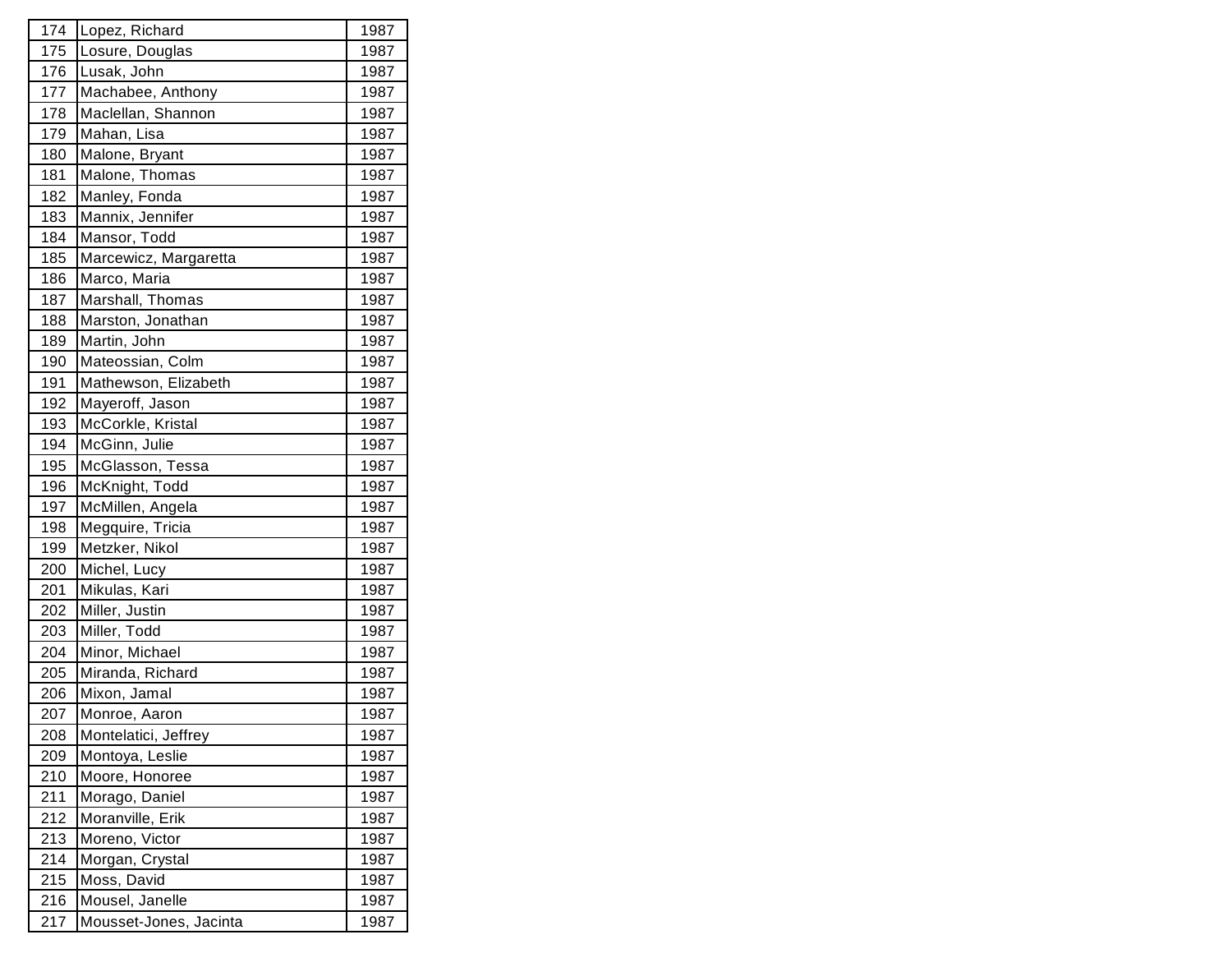| 174 | Lopez, Richard | 1987 |
|---|---|---|
| 175 | Losure, Douglas | 1987 |
| 176 | Lusak, John | 1987 |
| 177 | Machabee, Anthony | 1987 |
| 178 | Maclellan, Shannon | 1987 |
| 179 | Mahan, Lisa | 1987 |
| 180 | Malone, Bryant | 1987 |
| 181 | Malone, Thomas | 1987 |
| 182 | Manley, Fonda | 1987 |
| 183 | Mannix, Jennifer | 1987 |
| 184 | Mansor, Todd | 1987 |
| 185 | Marcewicz, Margaretta | 1987 |
| 186 | Marco, Maria | 1987 |
| 187 | Marshall, Thomas | 1987 |
| 188 | Marston, Jonathan | 1987 |
| 189 | Martin, John | 1987 |
| 190 | Mateossian, Colm | 1987 |
| 191 | Mathewson, Elizabeth | 1987 |
| 192 | Mayeroff, Jason | 1987 |
| 193 | McCorkle, Kristal | 1987 |
| 194 | McGinn, Julie | 1987 |
| 195 | McGlasson, Tessa | 1987 |
| 196 | McKnight, Todd | 1987 |
| 197 | McMillen, Angela | 1987 |
| 198 | Megquire, Tricia | 1987 |
| 199 | Metzker, Nikol | 1987 |
| 200 | Michel, Lucy | 1987 |
| 201 | Mikulas, Kari | 1987 |
| 202 | Miller, Justin | 1987 |
| 203 | Miller, Todd | 1987 |
| 204 | Minor, Michael | 1987 |
| 205 | Miranda, Richard | 1987 |
| 206 | Mixon, Jamal | 1987 |
| 207 | Monroe, Aaron | 1987 |
| 208 | Montelatici, Jeffrey | 1987 |
| 209 | Montoya, Leslie | 1987 |
| 210 | Moore, Honoree | 1987 |
| 211 | Morago, Daniel | 1987 |
| 212 | Moranville, Erik | 1987 |
| 213 | Moreno, Victor | 1987 |
| 214 | Morgan, Crystal | 1987 |
| 215 | Moss, David | 1987 |
| 216 | Mousel, Janelle | 1987 |
| 217 | Mousset-Jones, Jacinta | 1987 |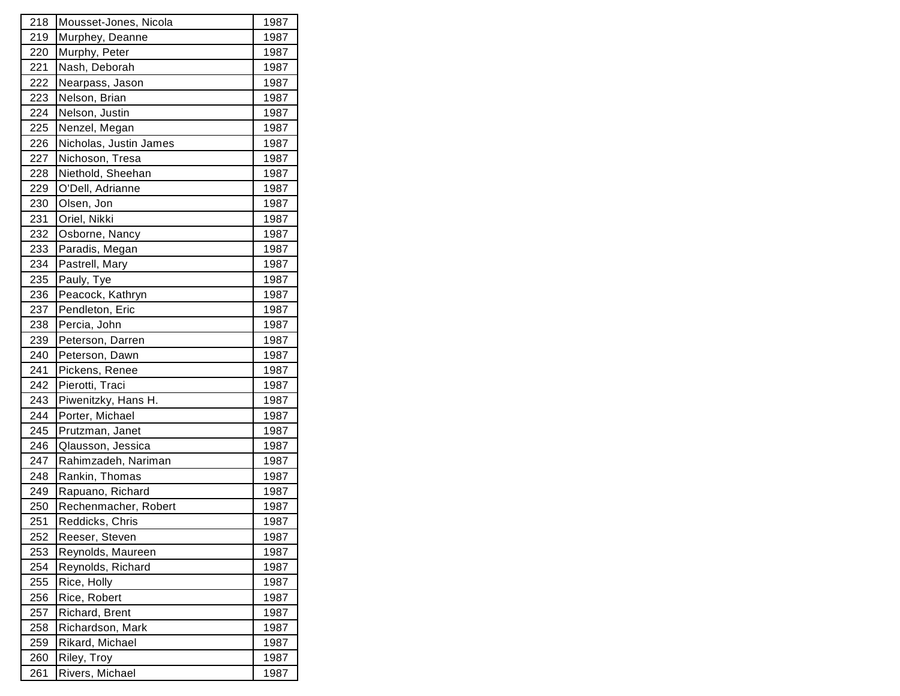| 218 | Mousset-Jones, Nicola | 1987 |
|---|---|---|
| 219 | Murphey, Deanne | 1987 |
| 220 | Murphy, Peter | 1987 |
| 221 | Nash, Deborah | 1987 |
| 222 | Nearpass, Jason | 1987 |
| 223 | Nelson, Brian | 1987 |
| 224 | Nelson, Justin | 1987 |
| 225 | Nenzel, Megan | 1987 |
| 226 | Nicholas, Justin James | 1987 |
| 227 | Nichoson, Tresa | 1987 |
| 228 | Niethold, Sheehan | 1987 |
| 229 | O'Dell, Adrianne | 1987 |
| 230 | Olsen, Jon | 1987 |
| 231 | Oriel, Nikki | 1987 |
| 232 | Osborne, Nancy | 1987 |
| 233 | Paradis, Megan | 1987 |
| 234 | Pastrell, Mary | 1987 |
| 235 | Pauly, Tye | 1987 |
| 236 | Peacock, Kathryn | 1987 |
| 237 | Pendleton, Eric | 1987 |
| 238 | Percia, John | 1987 |
| 239 | Peterson, Darren | 1987 |
| 240 | Peterson, Dawn | 1987 |
| 241 | Pickens, Renee | 1987 |
| 242 | Pierotti, Traci | 1987 |
| 243 | Piwenitzky, Hans H. | 1987 |
| 244 | Porter, Michael | 1987 |
| 245 | Prutzman, Janet | 1987 |
| 246 | Qlausson, Jessica | 1987 |
| 247 | Rahimzadeh, Nariman | 1987 |
| 248 | Rankin, Thomas | 1987 |
| 249 | Rapuano, Richard | 1987 |
| 250 | Rechenmacher, Robert | 1987 |
| 251 | Reddicks, Chris | 1987 |
| 252 | Reeser, Steven | 1987 |
| 253 | Reynolds, Maureen | 1987 |
| 254 | Reynolds, Richard | 1987 |
| 255 | Rice, Holly | 1987 |
| 256 | Rice, Robert | 1987 |
| 257 | Richard, Brent | 1987 |
| 258 | Richardson, Mark | 1987 |
| 259 | Rikard, Michael | 1987 |
| 260 | Riley, Troy | 1987 |
| 261 | Rivers, Michael | 1987 |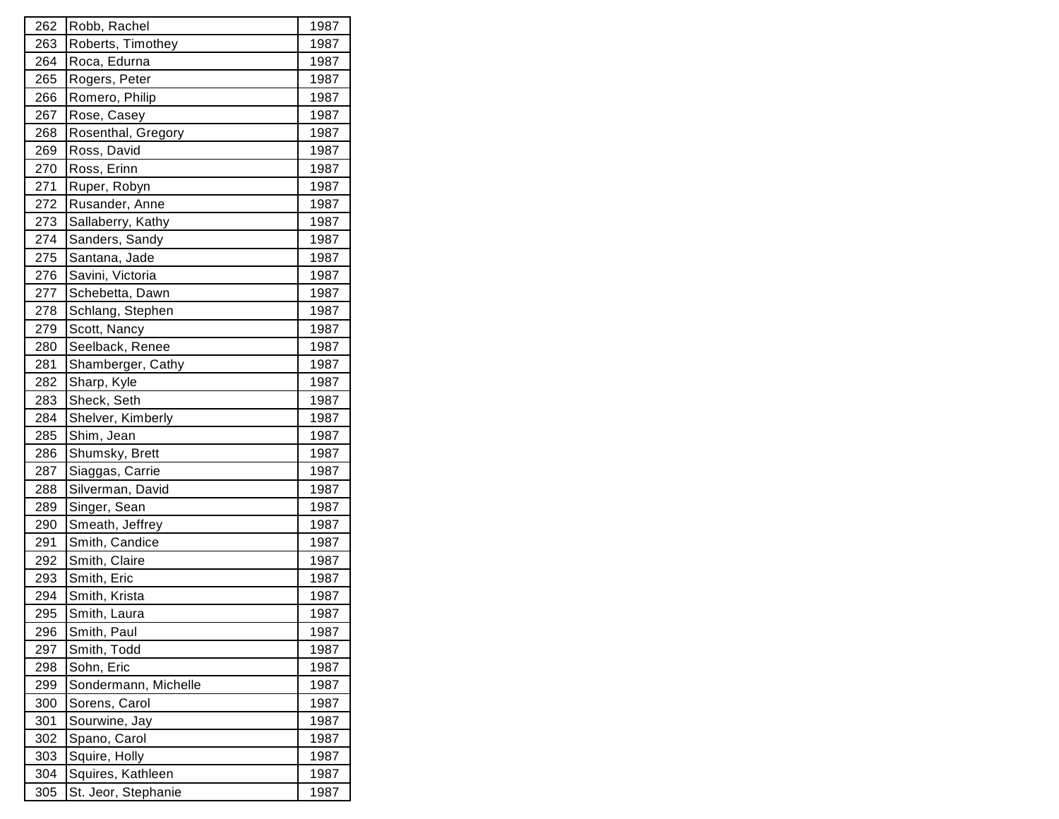| | | |
|---|---|---|
| 262 | Robb, Rachel | 1987 |
| 263 | Roberts, Timothey | 1987 |
| 264 | Roca, Edurna | 1987 |
| 265 | Rogers, Peter | 1987 |
| 266 | Romero, Philip | 1987 |
| 267 | Rose, Casey | 1987 |
| 268 | Rosenthal, Gregory | 1987 |
| 269 | Ross, David | 1987 |
| 270 | Ross, Erinn | 1987 |
| 271 | Ruper, Robyn | 1987 |
| 272 | Rusander, Anne | 1987 |
| 273 | Sallaberry, Kathy | 1987 |
| 274 | Sanders, Sandy | 1987 |
| 275 | Santana, Jade | 1987 |
| 276 | Savini, Victoria | 1987 |
| 277 | Schebetta, Dawn | 1987 |
| 278 | Schlang, Stephen | 1987 |
| 279 | Scott, Nancy | 1987 |
| 280 | Seelback, Renee | 1987 |
| 281 | Shamberger, Cathy | 1987 |
| 282 | Sharp, Kyle | 1987 |
| 283 | Sheck, Seth | 1987 |
| 284 | Shelver, Kimberly | 1987 |
| 285 | Shim, Jean | 1987 |
| 286 | Shumsky, Brett | 1987 |
| 287 | Siaggas, Carrie | 1987 |
| 288 | Silverman, David | 1987 |
| 289 | Singer, Sean | 1987 |
| 290 | Smeath, Jeffrey | 1987 |
| 291 | Smith, Candice | 1987 |
| 292 | Smith, Claire | 1987 |
| 293 | Smith, Eric | 1987 |
| 294 | Smith, Krista | 1987 |
| 295 | Smith, Laura | 1987 |
| 296 | Smith, Paul | 1987 |
| 297 | Smith, Todd | 1987 |
| 298 | Sohn, Eric | 1987 |
| 299 | Sondermann, Michelle | 1987 |
| 300 | Sorens, Carol | 1987 |
| 301 | Sourwine, Jay | 1987 |
| 302 | Spano, Carol | 1987 |
| 303 | Squire, Holly | 1987 |
| 304 | Squires, Kathleen | 1987 |
| 305 | St. Jeor, Stephanie | 1987 |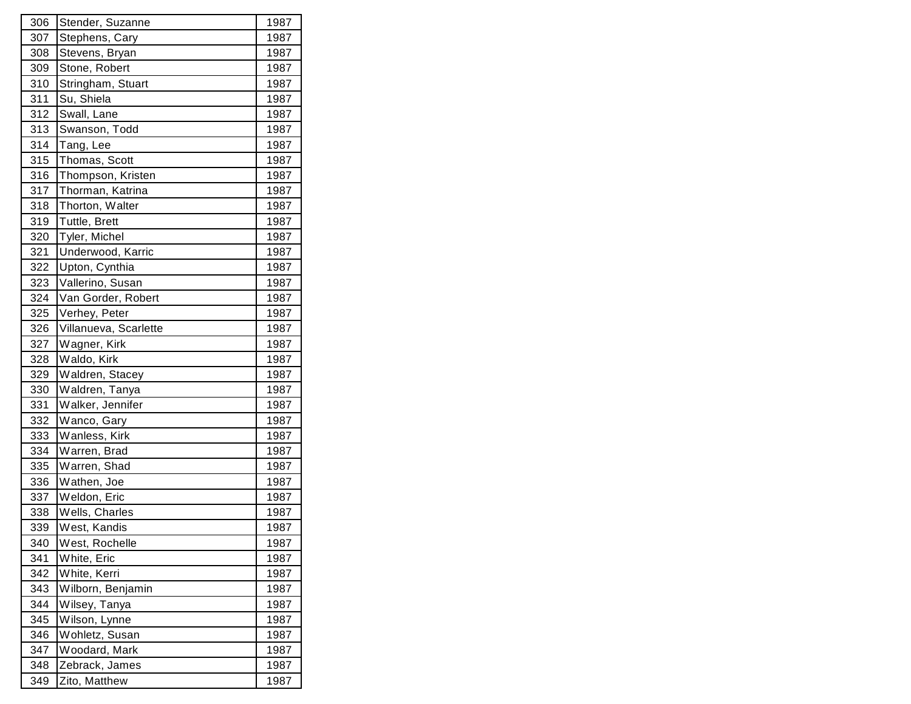| 306 | Stender, Suzanne | 1987 |
|---|---|---|
| 307 | Stephens, Cary | 1987 |
| 308 | Stevens, Bryan | 1987 |
| 309 | Stone, Robert | 1987 |
| 310 | Stringham, Stuart | 1987 |
| 311 | Su, Shiela | 1987 |
| 312 | Swall, Lane | 1987 |
| 313 | Swanson, Todd | 1987 |
| 314 | Tang, Lee | 1987 |
| 315 | Thomas, Scott | 1987 |
| 316 | Thompson, Kristen | 1987 |
| 317 | Thorman, Katrina | 1987 |
| 318 | Thorton, Walter | 1987 |
| 319 | Tuttle, Brett | 1987 |
| 320 | Tyler, Michel | 1987 |
| 321 | Underwood, Karric | 1987 |
| 322 | Upton, Cynthia | 1987 |
| 323 | Vallerino, Susan | 1987 |
| 324 | Van Gorder, Robert | 1987 |
| 325 | Verhey, Peter | 1987 |
| 326 | Villanueva, Scarlette | 1987 |
| 327 | Wagner, Kirk | 1987 |
| 328 | Waldo, Kirk | 1987 |
| 329 | Waldren, Stacey | 1987 |
| 330 | Waldren, Tanya | 1987 |
| 331 | Walker, Jennifer | 1987 |
| 332 | Wanco, Gary | 1987 |
| 333 | Wanless, Kirk | 1987 |
| 334 | Warren, Brad | 1987 |
| 335 | Warren, Shad | 1987 |
| 336 | Wathen, Joe | 1987 |
| 337 | Weldon, Eric | 1987 |
| 338 | Wells, Charles | 1987 |
| 339 | West, Kandis | 1987 |
| 340 | West, Rochelle | 1987 |
| 341 | White, Eric | 1987 |
| 342 | White, Kerri | 1987 |
| 343 | Wilborn, Benjamin | 1987 |
| 344 | Wilsey, Tanya | 1987 |
| 345 | Wilson, Lynne | 1987 |
| 346 | Wohletz, Susan | 1987 |
| 347 | Woodard, Mark | 1987 |
| 348 | Zebrack, James | 1987 |
| 349 | Zito, Matthew | 1987 |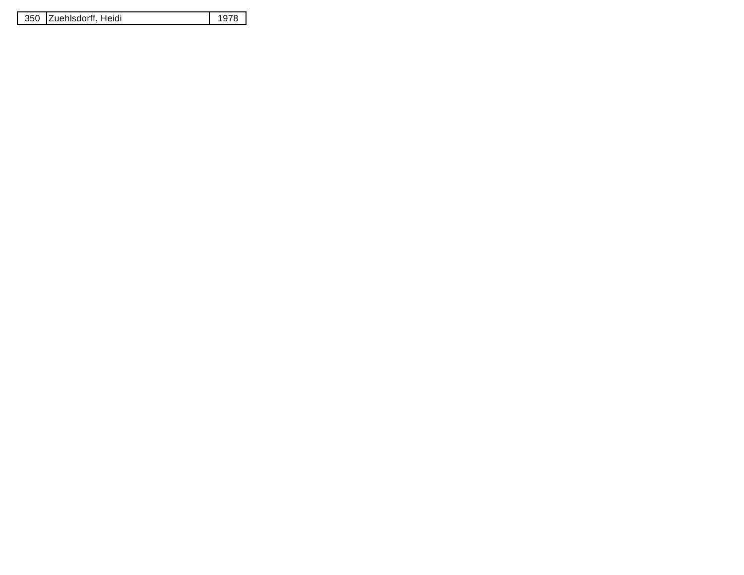| | | |
|---|---|---|
| 350 | Zuehlsdorff, Heidi | 1978 |